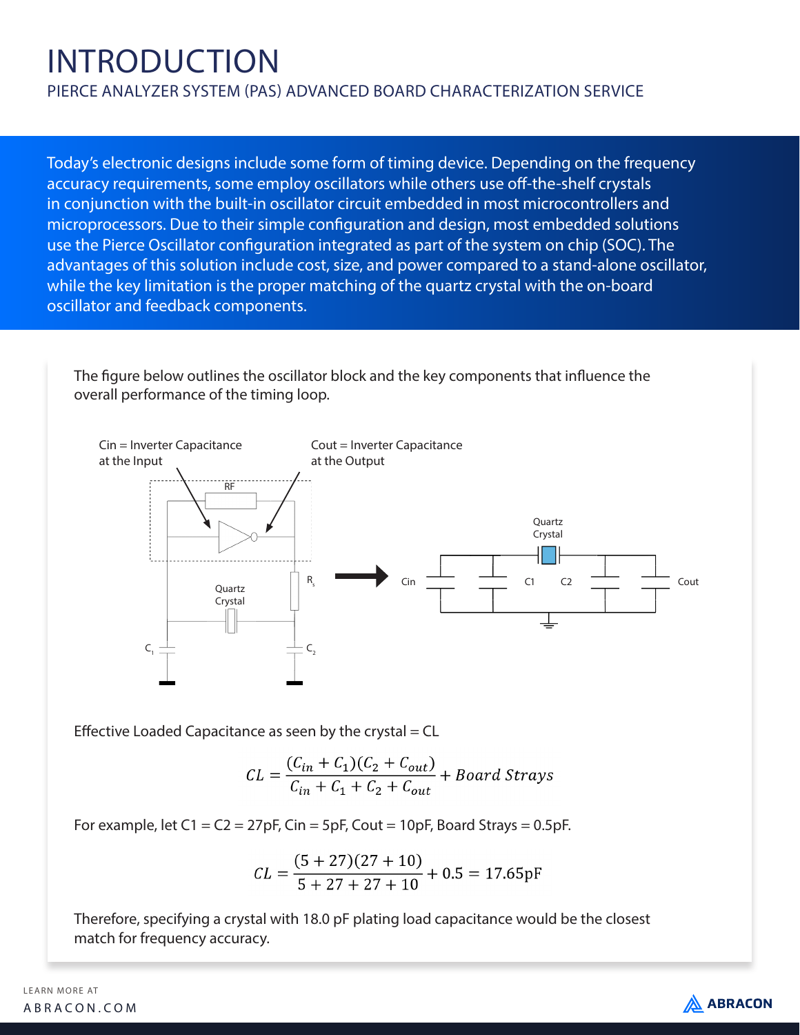# INTRODUCTION

## PIERCE ANALYZER SYSTEM (PAS) ADVANCED BOARD CHARACTERIZATION SERVICE

Today's electronic designs include some form of timing device. Depending on the frequency accuracy requirements, some employ oscillators while others use off-the-shelf crystals in conjunction with the built-in oscillator circuit embedded in most microcontrollers and microprocessors. Due to their simple configuration and design, most embedded solutions use the Pierce Oscillator configuration integrated as part of the system on chip (SOC). The advantages of this solution include cost, size, and power compared to a stand-alone oscillator, while the key limitation is the proper matching of the quartz crystal with the on-board oscillator and feedback components.

The figure below outlines the oscillator block and the key components that influence the overall performance of the timing loop.

Cin = Inverter Capacitance at the Input

Cout = Inverter Capacitance at the Output

Effective Loaded Capacitance as seen by the crystal = CL

$$CL = \frac{(C_{in} + C_1)(C_2 + C_{out})}{C_{in} + C_1 + C_2 + C_{out}} + Board\ Strays$$

For example, let C1 = C2 = 27pF, Cin = 5pF, Cout = 10pF, Board Strays = 0.5pF.

$$CL = \frac{(5 + 27)(27 + 10)}{5 + 27 + 27 + 10} + 0.5 = 17.65\text{pF}$$

Therefore, specifying a crystal with 18.0 pF plating load capacitance would be the closest match for frequency accuracy.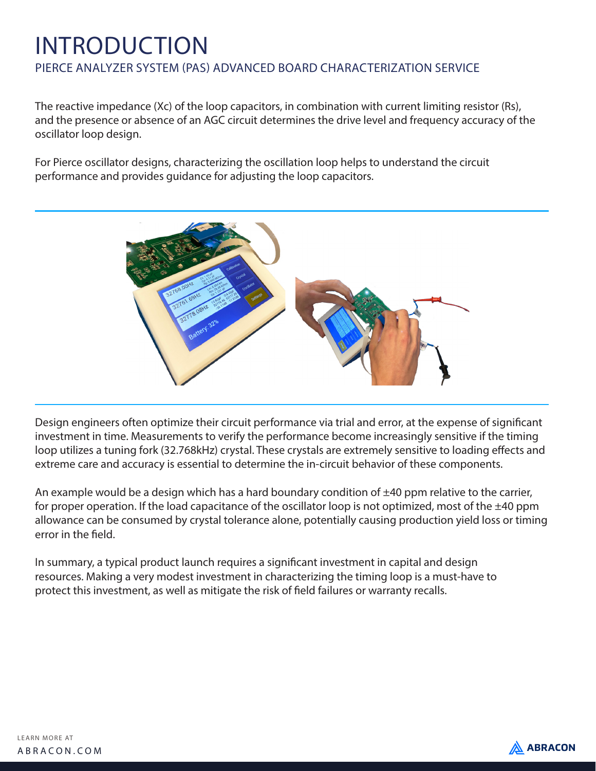# INTRODUCTION

## PIERCE ANALYZER SYSTEM (PAS) ADVANCED BOARD CHARACTERIZATION SERVICE

The reactive impedance (Xc) of the loop capacitors, in combination with current limiting resistor (Rs), and the presence or absence of an AGC circuit determines the drive level and frequency accuracy of the oscillator loop design.

For Pierce oscillator designs, characterizing the oscillation loop helps to understand the circuit performance and provides guidance for adjusting the loop capacitors.

Design engineers often optimize their circuit performance via trial and error, at the expense of significant investment in time. Measurements to verify the performance become increasingly sensitive if the timing loop utilizes a tuning fork (32.768kHz) crystal. These crystals are extremely sensitive to loading effects and extreme care and accuracy is essential to determine the in-circuit behavior of these components.

An example would be a design which has a hard boundary condition of ±40 ppm relative to the carrier, for proper operation. If the load capacitance of the oscillator loop is not optimized, most of the ±40 ppm allowance can be consumed by crystal tolerance alone, potentially causing production yield loss or timing error in the field.

In summary, a typical product launch requires a significant investment in capital and design resources. Making a very modest investment in characterizing the timing loop is a must-have to protect this investment, as well as mitigate the risk of field failures or warranty recalls.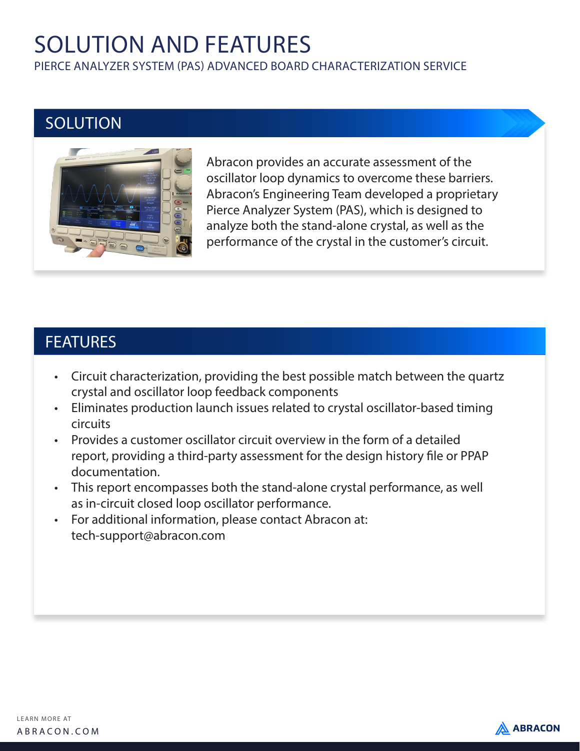# SOLUTION AND FEATURES

PIERCE ANALYZER SYSTEM (PAS) ADVANCED BOARD CHARACTERIZATION SERVICE

## SOLUTION

Abracon provides an accurate assessment of the oscillator loop dynamics to overcome these barriers. Abracon's Engineering Team developed a proprietary Pierce Analyzer System (PAS), which is designed to analyze both the stand-alone crystal, as well as the performance of the crystal in the customer's circuit.

## FEATURES

- Circuit characterization, providing the best possible match between the quartz crystal and oscillator loop feedback components
- Eliminates production launch issues related to crystal oscillator-based timing circuits
- Provides a customer oscillator circuit overview in the form of a detailed report, providing a third-party assessment for the design history file or PPAP documentation.
- This report encompasses both the stand-alone crystal performance, as well as in-circuit closed loop oscillator performance.
- For additional information, please contact Abracon at: tech-support@abracon.com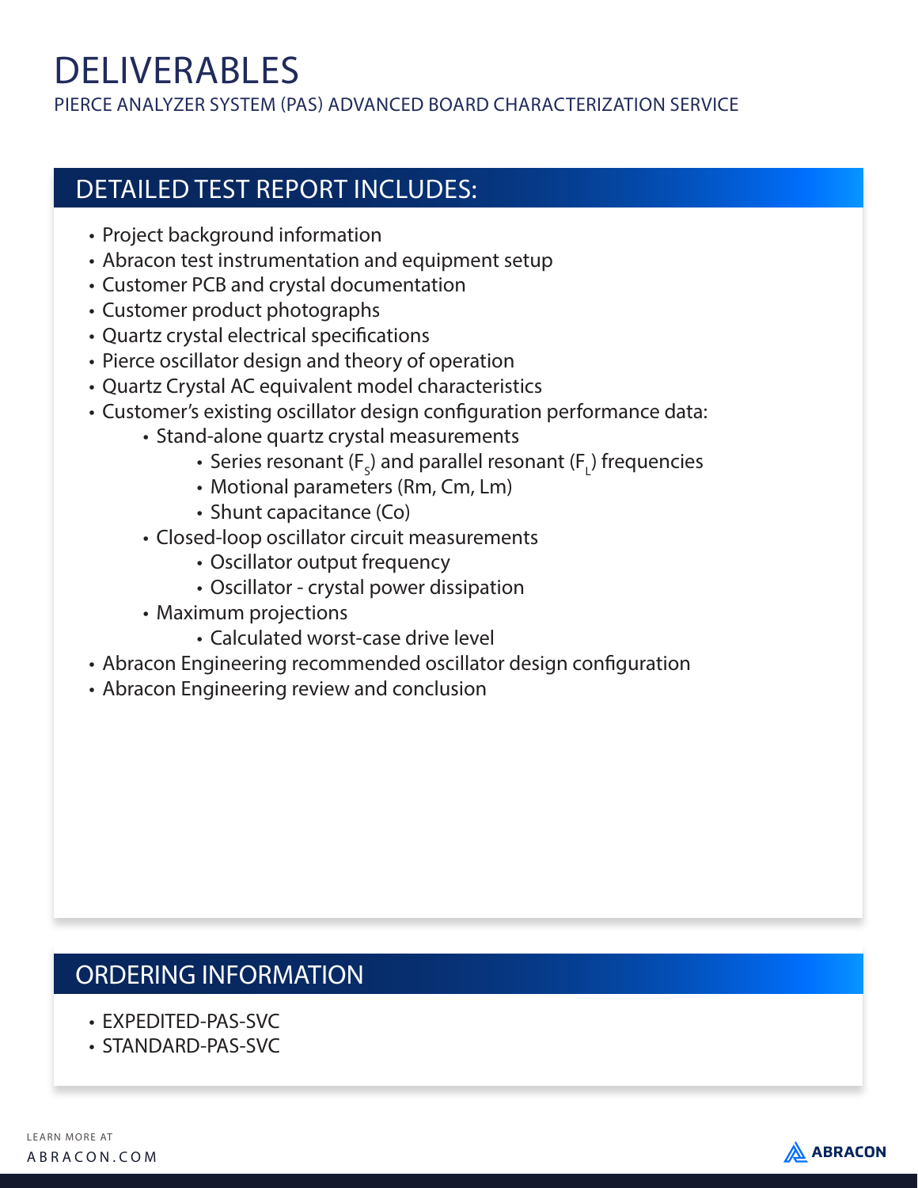# DELIVERABLES

PIERCE ANALYZER SYSTEM (PAS) ADVANCED BOARD CHARACTERIZATION SERVICE

## DETAILED TEST REPORT INCLUDES:

- Project background information
- Abracon test instrumentation and equipment setup
- Customer PCB and crystal documentation
- Customer product photographs
- Quartz crystal electrical specifications
- Pierce oscillator design and theory of operation
- Quartz Crystal AC equivalent model characteristics
- Customer's existing oscillator design configuration performance data:
  - Stand-alone quartz crystal measurements
    - Series resonant ($F_S$) and parallel resonant ($F_L$) frequencies
    - Motional parameters (Rm, Cm, Lm)
    - Shunt capacitance (Co)
  - Closed-loop oscillator circuit measurements
    - Oscillator output frequency
    - Oscillator - crystal power dissipation
  - Maximum projections
    - Calculated worst-case drive level
- Abracon Engineering recommended oscillator design configuration
- Abracon Engineering review and conclusion

## ORDERING INFORMATION

- EXPEDITED-PAS-SVC
- STANDARD-PAS-SVC

LEARN MORE AT

ABRACON.COM